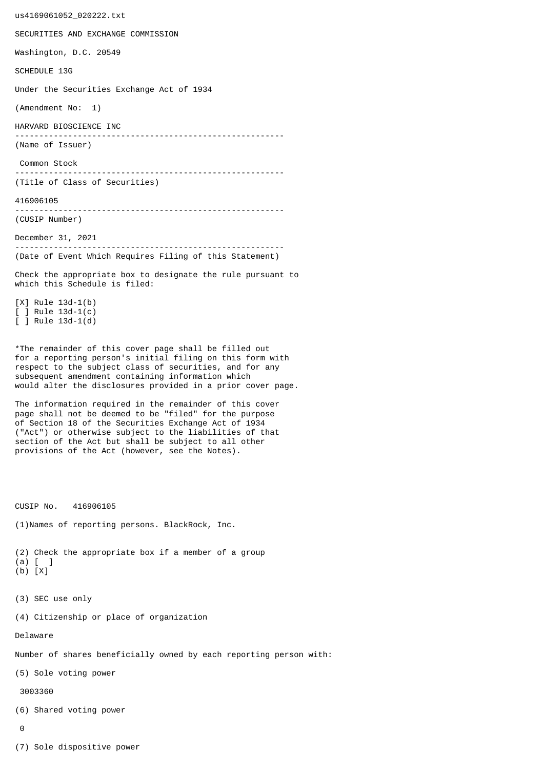us4169061052_020222.txt

SECURITIES AND EXCHANGE COMMISSION

Washington, D.C. 20549

SCHEDULE 13G

Under the Securities Exchange Act of 1934

(Amendment No: 1)

HARVARD BIOSCIENCE INC

--------------------------------------------------------

(Name of Issuer)

Common Stock

--------------------------------------------------------

(Title of Class of Securities)

416906105

--------------------------------------------------------

(CUSIP Number)

December 31, 2021

--------------------------------------------------------

(Date of Event Which Requires Filing of this Statement)

Check the appropriate box to designate the rule pursuant to which this Schedule is filed:

[X] Rule 13d-1(b)
[ ] Rule 13d-1(c)
[ ] Rule 13d-1(d)

*The remainder of this cover page shall be filled out for a reporting person's initial filing on this form with respect to the subject class of securities, and for any subsequent amendment containing information which would alter the disclosures provided in a prior cover page.

The information required in the remainder of this cover page shall not be deemed to be "filed" for the purpose of Section 18 of the Securities Exchange Act of 1934 ("Act") or otherwise subject to the liabilities of that section of the Act but shall be subject to all other provisions of the Act (however, see the Notes).

CUSIP No. 416906105

(1)Names of reporting persons. BlackRock, Inc.

(2) Check the appropriate box if a member of a group
(a) [ ]
(b) [X]

(3) SEC use only

(4) Citizenship or place of organization

Delaware

Number of shares beneficially owned by each reporting person with:

(5) Sole voting power

3003360

(6) Shared voting power

0

(7) Sole dispositive power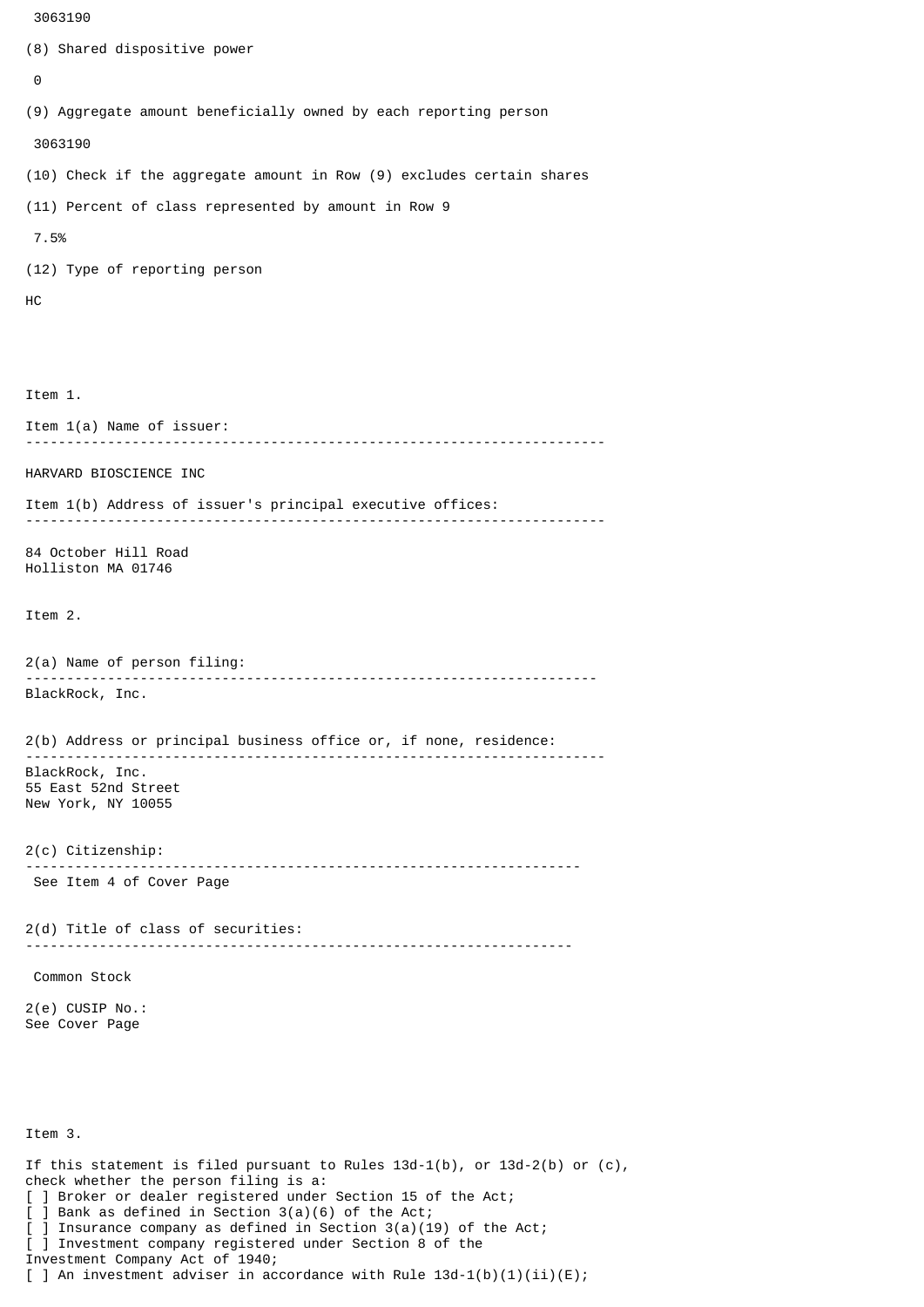3063190

(8) Shared dispositive power

0

(9) Aggregate amount beneficially owned by each reporting person

3063190

(10) Check if the aggregate amount in Row (9) excludes certain shares

(11) Percent of class represented by amount in Row 9

7.5%

(12) Type of reporting person

HC

Item 1.

Item 1(a) Name of issuer:

---

HARVARD BIOSCIENCE INC

Item 1(b) Address of issuer's principal executive offices:

---

84 October Hill Road
Holliston MA 01746

Item 2.

2(a) Name of person filing:

---

BlackRock, Inc.

2(b) Address or principal business office or, if none, residence:

---

BlackRock, Inc.
55 East 52nd Street
New York, NY 10055

2(c) Citizenship:

---

See Item 4 of Cover Page

2(d) Title of class of securities:

---

Common Stock

2(e) CUSIP No.:
See Cover Page

Item 3.

If this statement is filed pursuant to Rules 13d-1(b), or 13d-2(b) or (c), check whether the person filing is a:
[ ] Broker or dealer registered under Section 15 of the Act;
[ ] Bank as defined in Section 3(a)(6) of the Act;
[ ] Insurance company as defined in Section 3(a)(19) of the Act;
[ ] Investment company registered under Section 8 of the Investment Company Act of 1940;
[ ] An investment adviser in accordance with Rule 13d-1(b)(1)(ii)(E);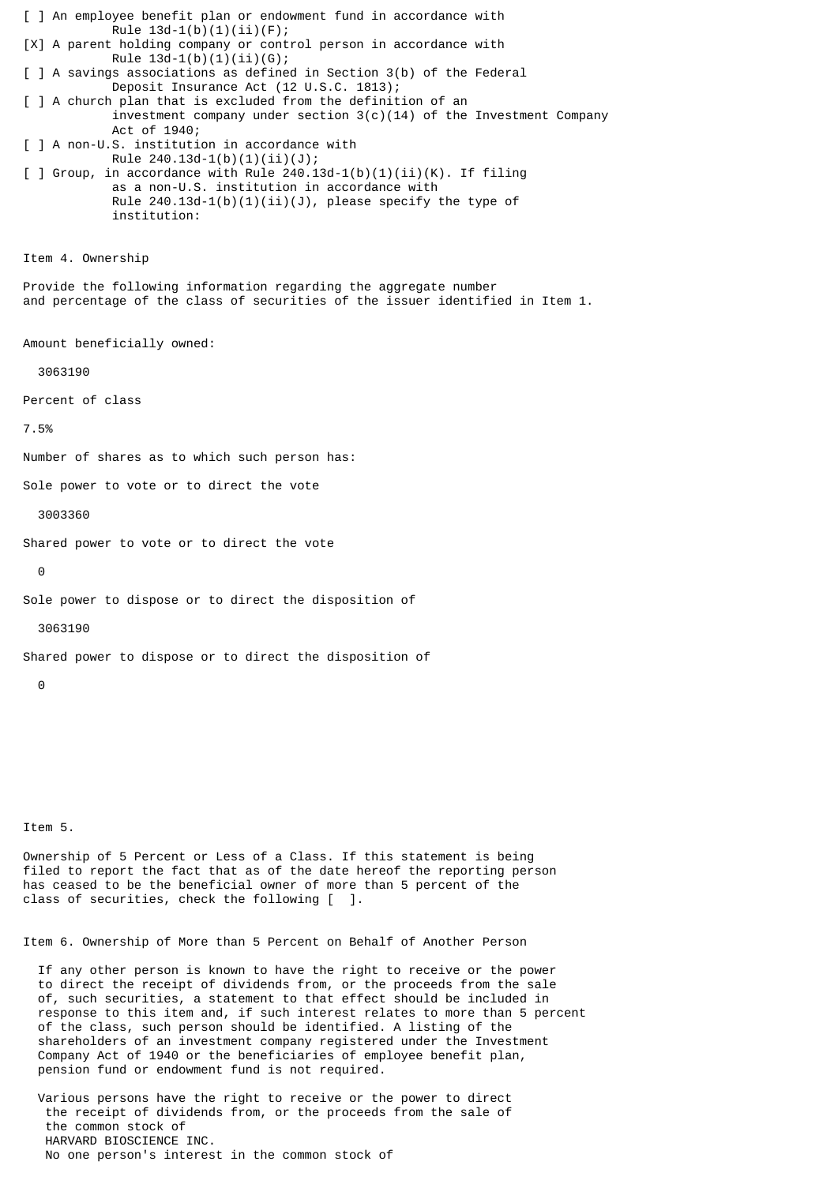[ ] An employee benefit plan or endowment fund in accordance with Rule 13d-1(b)(1)(ii)(F);

[X] A parent holding company or control person in accordance with Rule 13d-1(b)(1)(ii)(G);

[ ] A savings associations as defined in Section 3(b) of the Federal Deposit Insurance Act (12 U.S.C. 1813);

[ ] A church plan that is excluded from the definition of an investment company under section 3(c)(14) of the Investment Company Act of 1940;

[ ] A non-U.S. institution in accordance with Rule 240.13d-1(b)(1)(ii)(J);

[ ] Group, in accordance with Rule 240.13d-1(b)(1)(ii)(K). If filing as a non-U.S. institution in accordance with Rule 240.13d-1(b)(1)(ii)(J), please specify the type of institution:

Item 4. Ownership

Provide the following information regarding the aggregate number and percentage of the class of securities of the issuer identified in Item 1.

Amount beneficially owned:

3063190

Percent of class

7.5%

Number of shares as to which such person has:

Sole power to vote or to direct the vote

3003360

Shared power to vote or to direct the vote

0

Sole power to dispose or to direct the disposition of

3063190

Shared power to dispose or to direct the disposition of

0

Item 5.

Ownership of 5 Percent or Less of a Class. If this statement is being filed to report the fact that as of the date hereof the reporting person has ceased to be the beneficial owner of more than 5 percent of the class of securities, check the following [ ].

Item 6. Ownership of More than 5 Percent on Behalf of Another Person

If any other person is known to have the right to receive or the power to direct the receipt of dividends from, or the proceeds from the sale of, such securities, a statement to that effect should be included in response to this item and, if such interest relates to more than 5 percent of the class, such person should be identified. A listing of the shareholders of an investment company registered under the Investment Company Act of 1940 or the beneficiaries of employee benefit plan, pension fund or endowment fund is not required.

Various persons have the right to receive or the power to direct the receipt of dividends from, or the proceeds from the sale of the common stock of HARVARD BIOSCIENCE INC. No one person's interest in the common stock of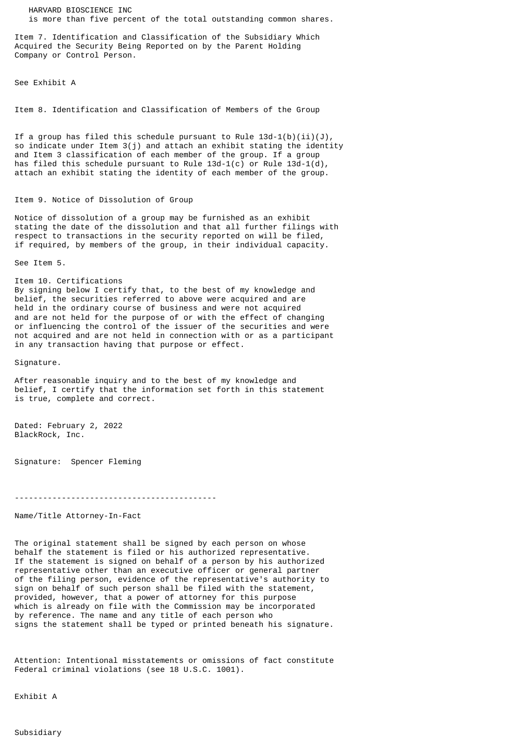HARVARD BIOSCIENCE INC
is more than five percent of the total outstanding common shares.

Item 7. Identification and Classification of the Subsidiary Which Acquired the Security Being Reported on by the Parent Holding Company or Control Person.

See Exhibit A

Item 8. Identification and Classification of Members of the Group

If a group has filed this schedule pursuant to Rule 13d-1(b)(ii)(J), so indicate under Item 3(j) and attach an exhibit stating the identity and Item 3 classification of each member of the group. If a group has filed this schedule pursuant to Rule 13d-1(c) or Rule 13d-1(d), attach an exhibit stating the identity of each member of the group.

Item 9. Notice of Dissolution of Group

Notice of dissolution of a group may be furnished as an exhibit stating the date of the dissolution and that all further filings with respect to transactions in the security reported on will be filed, if required, by members of the group, in their individual capacity.

See Item 5.

Item 10. Certifications
By signing below I certify that, to the best of my knowledge and belief, the securities referred to above were acquired and are held in the ordinary course of business and were not acquired and are not held for the purpose of or with the effect of changing or influencing the control of the issuer of the securities and were not acquired and are not held in connection with or as a participant in any transaction having that purpose or effect.

Signature.

After reasonable inquiry and to the best of my knowledge and belief, I certify that the information set forth in this statement is true, complete and correct.

Dated: February 2, 2022
BlackRock, Inc.

Signature: Spencer Fleming

-------------------------------------------

Name/Title Attorney-In-Fact

The original statement shall be signed by each person on whose behalf the statement is filed or his authorized representative. If the statement is signed on behalf of a person by his authorized representative other than an executive officer or general partner of the filing person, evidence of the representative's authority to sign on behalf of such person shall be filed with the statement, provided, however, that a power of attorney for this purpose which is already on file with the Commission may be incorporated by reference. The name and any title of each person who signs the statement shall be typed or printed beneath his signature.

Attention: Intentional misstatements or omissions of fact constitute Federal criminal violations (see 18 U.S.C. 1001).

Exhibit A

Subsidiary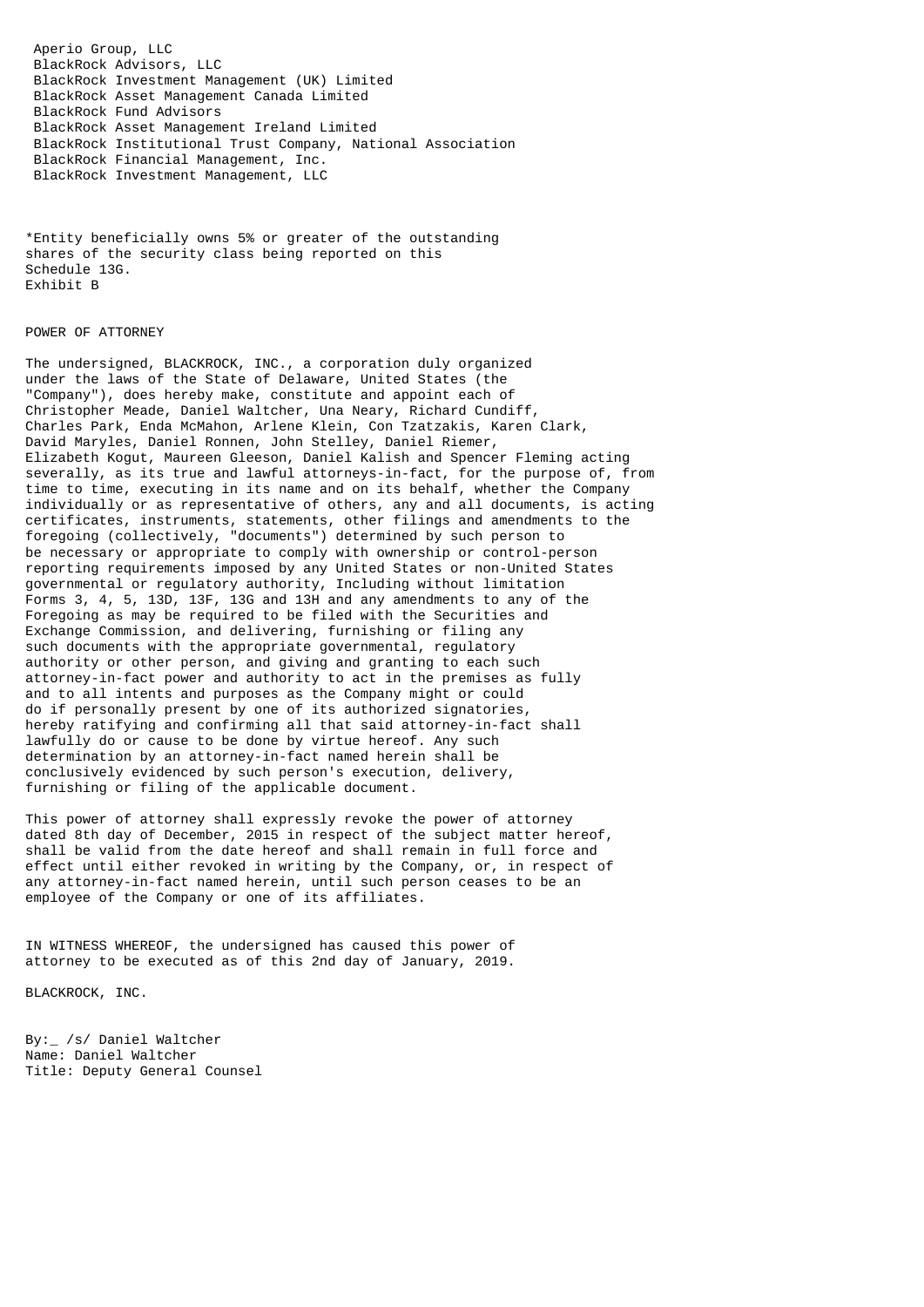Aperio Group, LLC
BlackRock Advisors, LLC
BlackRock Investment Management (UK) Limited
BlackRock Asset Management Canada Limited
BlackRock Fund Advisors
BlackRock Asset Management Ireland Limited
BlackRock Institutional Trust Company, National Association
BlackRock Financial Management, Inc.
BlackRock Investment Management, LLC

*Entity beneficially owns 5% or greater of the outstanding shares of the security class being reported on this Schedule 13G.

Exhibit B

POWER OF ATTORNEY

The undersigned, BLACKROCK, INC., a corporation duly organized under the laws of the State of Delaware, United States (the "Company"), does hereby make, constitute and appoint each of Christopher Meade, Daniel Waltcher, Una Neary, Richard Cundiff, Charles Park, Enda McMahon, Arlene Klein, Con Tzatzakis, Karen Clark, David Maryles, Daniel Ronnen, John Stelley, Daniel Riemer, Elizabeth Kogut, Maureen Gleeson, Daniel Kalish and Spencer Fleming acting severally, as its true and lawful attorneys-in-fact, for the purpose of, from time to time, executing in its name and on its behalf, whether the Company individually or as representative of others, any and all documents, is acting certificates, instruments, statements, other filings and amendments to the foregoing (collectively, "documents") determined by such person to be necessary or appropriate to comply with ownership or control-person reporting requirements imposed by any United States or non-United States governmental or regulatory authority, Including without limitation Forms 3, 4, 5, 13D, 13F, 13G and 13H and any amendments to any of the Foregoing as may be required to be filed with the Securities and Exchange Commission, and delivering, furnishing or filing any such documents with the appropriate governmental, regulatory authority or other person, and giving and granting to each such attorney-in-fact power and authority to act in the premises as fully and to all intents and purposes as the Company might or could do if personally present by one of its authorized signatories, hereby ratifying and confirming all that said attorney-in-fact shall lawfully do or cause to be done by virtue hereof. Any such determination by an attorney-in-fact named herein shall be conclusively evidenced by such person's execution, delivery, furnishing or filing of the applicable document.

This power of attorney shall expressly revoke the power of attorney dated 8th day of December, 2015 in respect of the subject matter hereof, shall be valid from the date hereof and shall remain in full force and effect until either revoked in writing by the Company, or, in respect of any attorney-in-fact named herein, until such person ceases to be an employee of the Company or one of its affiliates.

IN WITNESS WHEREOF, the undersigned has caused this power of attorney to be executed as of this 2nd day of January, 2019.

BLACKROCK, INC.

By:_ /s/ Daniel Waltcher
Name: Daniel Waltcher
Title: Deputy General Counsel